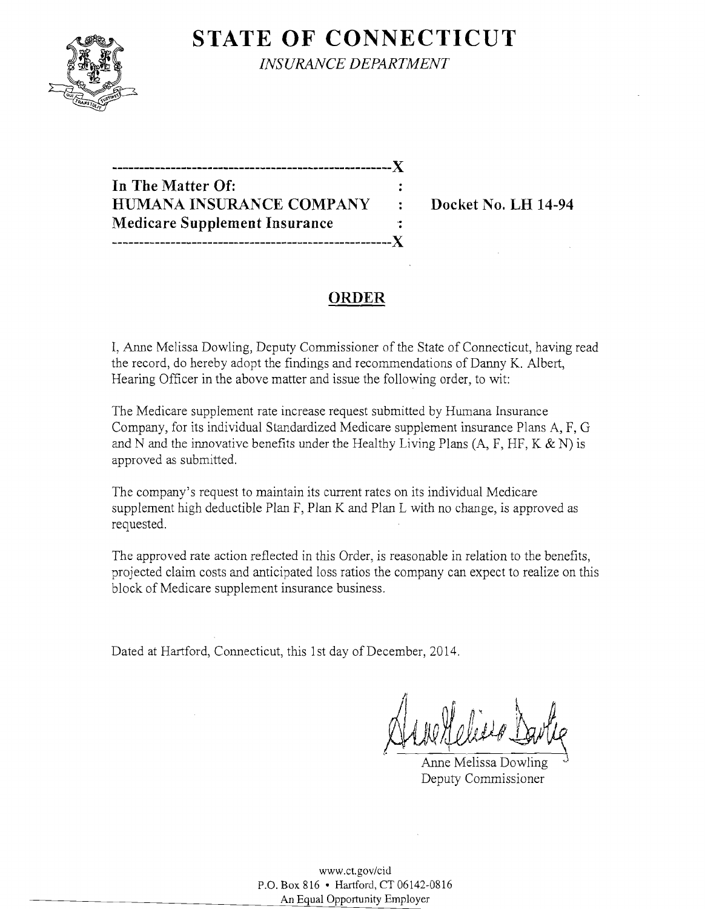# STATE OF CONNECTICUT

*INSURANCE DEPARTMENT*

---

**In The Matter Of:**
**HUMANA INSURANCE COMPANY** : **Docket No. LH 14-94**
**Medicare Supplement Insurance**

---

## ORDER

I, Anne Melissa Dowling, Deputy Commissioner of the State of Connecticut, having read the record, do hereby adopt the findings and recommendations of Danny K. Albert, Hearing Officer in the above matter and issue the following order, to wit:

The Medicare supplement rate increase request submitted by Humana Insurance Company, for its individual Standardized Medicare supplement insurance Plans A, F, G and N and the innovative benefits under the Healthy Living Plans (A, F, HF, K & N) is approved as submitted.

The company's request to maintain its current rates on its individual Medicare supplement high deductible Plan F, Plan K and Plan L with no change, is approved as requested.

The approved rate action reflected in this Order, is reasonable in relation to the benefits, projected claim costs and anticipated loss ratios the company can expect to realize on this block of Medicare supplement insurance business.

Dated at Hartford, Connecticut, this 1st day of December, 2014.

Anne Melissa Dowling
Deputy Commissioner

www.ct.gov/cid
P.O. Box 816 • Hartford, CT 06142-0816
An Equal Opportunity Employer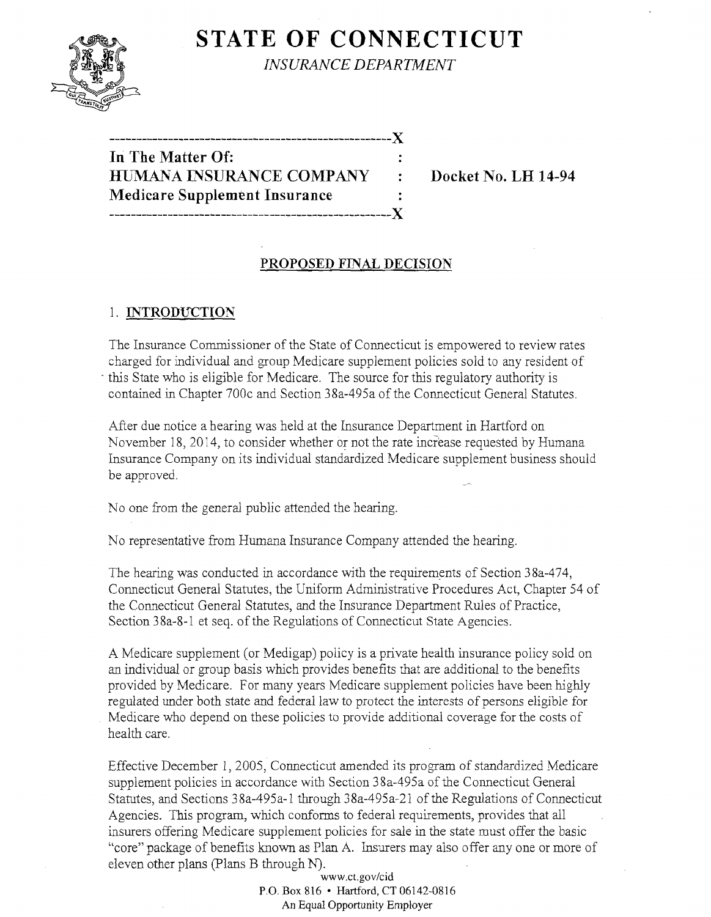# STATE OF CONNECTICUT

*INSURANCE DEPARTMENT*

```
----------------------------------------------------X
In The Matter Of:                                   :
HUMANA INSURANCE COMPANY                            :     Docket No. LH 14-94
Medicare Supplement Insurance                       :
----------------------------------------------------X
```

## PROPOSED FINAL DECISION

### 1. INTRODUCTION

The Insurance Commissioner of the State of Connecticut is empowered to review rates charged for individual and group Medicare supplement policies sold to any resident of this State who is eligible for Medicare. The source for this regulatory authority is contained in Chapter 700c and Section 38a-495a of the Connecticut General Statutes.

After due notice a hearing was held at the Insurance Department in Hartford on November 18, 2014, to consider whether or not the rate increase requested by Humana Insurance Company on its individual standardized Medicare supplement business should be approved.

No one from the general public attended the hearing.

No representative from Humana Insurance Company attended the hearing.

The hearing was conducted in accordance with the requirements of Section 38a-474, Connecticut General Statutes, the Uniform Administrative Procedures Act, Chapter 54 of the Connecticut General Statutes, and the Insurance Department Rules of Practice, Section 38a-8-1 et seq. of the Regulations of Connecticut State Agencies.

A Medicare supplement (or Medigap) policy is a private health insurance policy sold on an individual or group basis which provides benefits that are additional to the benefits provided by Medicare. For many years Medicare supplement policies have been highly regulated under both state and federal law to protect the interests of persons eligible for Medicare who depend on these policies to provide additional coverage for the costs of health care.

Effective December 1, 2005, Connecticut amended its program of standardized Medicare supplement policies in accordance with Section 38a-495a of the Connecticut General Statutes, and Sections 38a-495a-1 through 38a-495a-21 of the Regulations of Connecticut Agencies. This program, which conforms to federal requirements, provides that all insurers offering Medicare supplement policies for sale in the state must offer the basic "core" package of benefits known as Plan A. Insurers may also offer any one or more of eleven other plans (Plans B through N).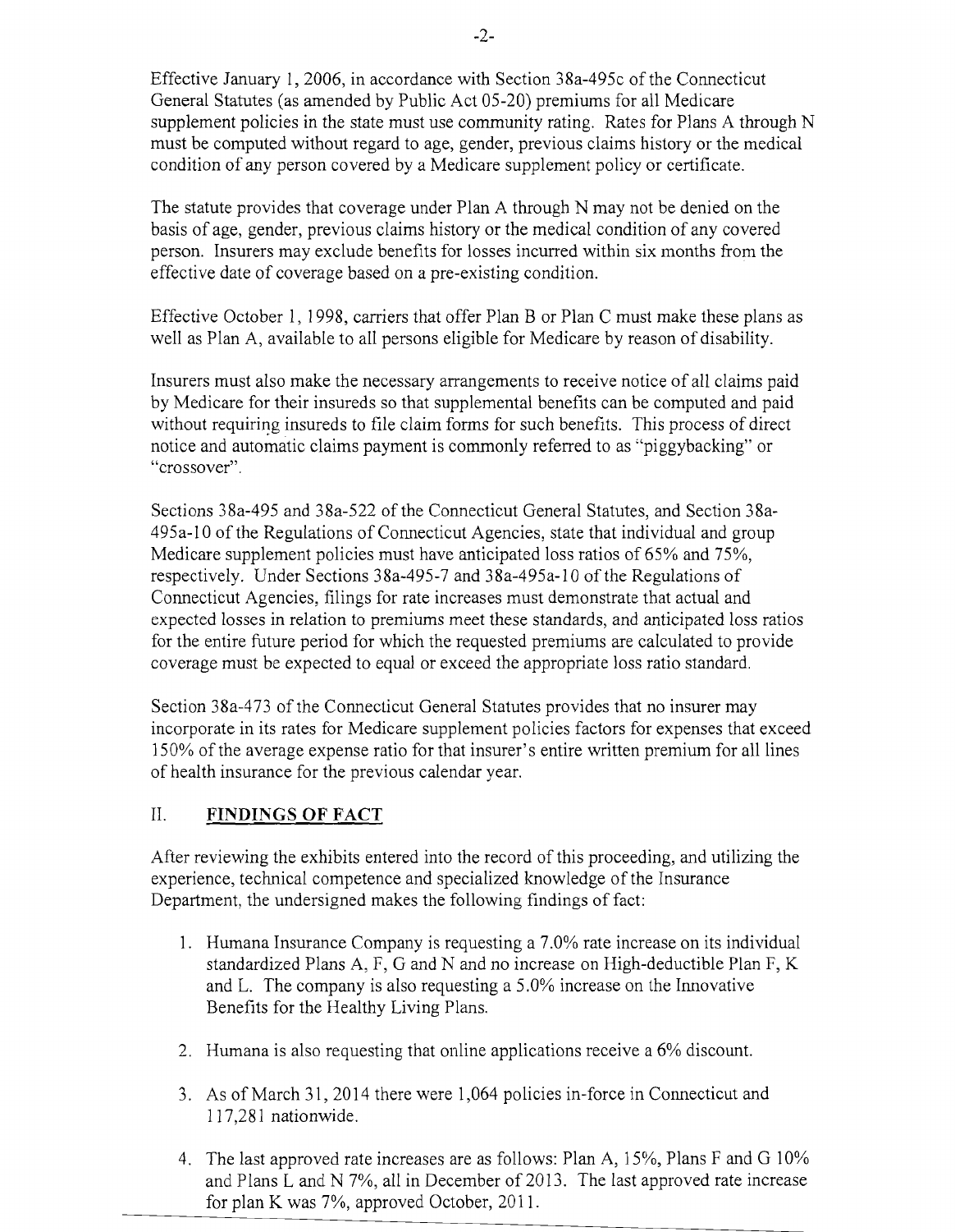Effective January 1, 2006, in accordance with Section 38a-495c of the Connecticut General Statutes (as amended by Public Act 05-20) premiums for all Medicare supplement policies in the state must use community rating. Rates for Plans A through N must be computed without regard to age, gender, previous claims history or the medical condition of any person covered by a Medicare supplement policy or certificate.

The statute provides that coverage under Plan A through N may not be denied on the basis of age, gender, previous claims history or the medical condition of any covered person. Insurers may exclude benefits for losses incurred within six months from the effective date of coverage based on a pre-existing condition.

Effective October 1, 1998, carriers that offer Plan B or Plan C must make these plans as well as Plan A, available to all persons eligible for Medicare by reason of disability.

Insurers must also make the necessary arrangements to receive notice of all claims paid by Medicare for their insureds so that supplemental benefits can be computed and paid without requiring insureds to file claim forms for such benefits. This process of direct notice and automatic claims payment is commonly referred to as "piggybacking" or "crossover".

Sections 38a-495 and 38a-522 of the Connecticut General Statutes, and Section 38a-495a-10 of the Regulations of Connecticut Agencies, state that individual and group Medicare supplement policies must have anticipated loss ratios of 65% and 75%, respectively. Under Sections 38a-495-7 and 38a-495a-10 of the Regulations of Connecticut Agencies, filings for rate increases must demonstrate that actual and expected losses in relation to premiums meet these standards, and anticipated loss ratios for the entire future period for which the requested premiums are calculated to provide coverage must be expected to equal or exceed the appropriate loss ratio standard.

Section 38a-473 of the Connecticut General Statutes provides that no insurer may incorporate in its rates for Medicare supplement policies factors for expenses that exceed 150% of the average expense ratio for that insurer's entire written premium for all lines of health insurance for the previous calendar year.

## II. **FINDINGS OF FACT**

After reviewing the exhibits entered into the record of this proceeding, and utilizing the experience, technical competence and specialized knowledge of the Insurance Department, the undersigned makes the following findings of fact:

1. Humana Insurance Company is requesting a 7.0% rate increase on its individual standardized Plans A, F, G and N and no increase on High-deductible Plan F, K and L. The company is also requesting a 5.0% increase on the Innovative Benefits for the Healthy Living Plans.

2. Humana is also requesting that online applications receive a 6% discount.

3. As of March 31, 2014 there were 1,064 policies in-force in Connecticut and 117,281 nationwide.

4. The last approved rate increases are as follows: Plan A, 15%, Plans F and G 10% and Plans L and N 7%, all in December of 2013. The last approved rate increase for plan K was 7%, approved October, 2011.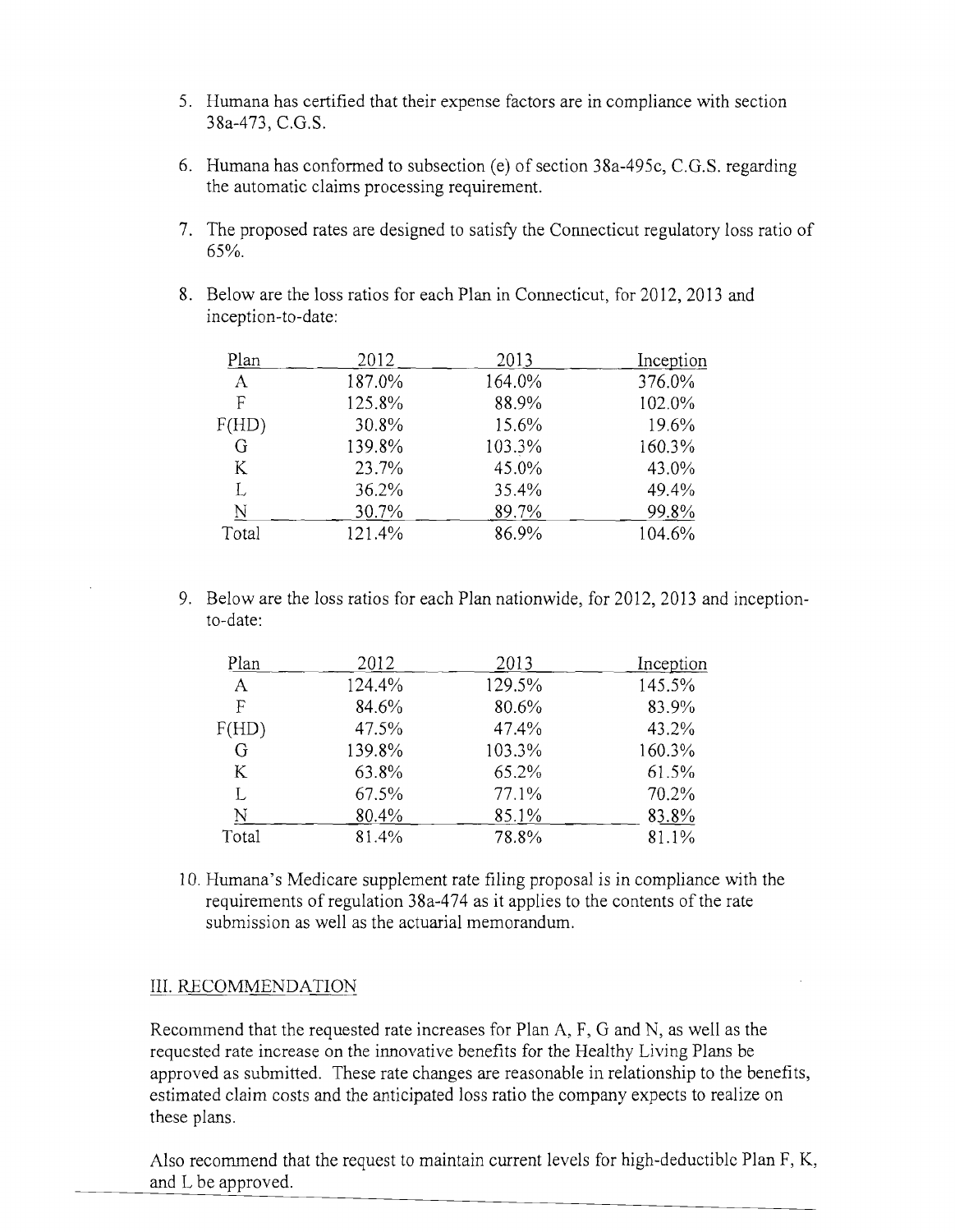5. Humana has certified that their expense factors are in compliance with section 38a-473, C.G.S.

6. Humana has conformed to subsection (e) of section 38a-495c, C.G.S. regarding the automatic claims processing requirement.

7. The proposed rates are designed to satisfy the Connecticut regulatory loss ratio of 65%.

8. Below are the loss ratios for each Plan in Connecticut, for 2012, 2013 and inception-to-date:

| Plan | 2012 | 2013 | Inception |
|---|---|---|---|
| A | 187.0% | 164.0% | 376.0% |
| F | 125.8% | 88.9% | 102.0% |
| F(HD) | 30.8% | 15.6% | 19.6% |
| G | 139.8% | 103.3% | 160.3% |
| K | 23.7% | 45.0% | 43.0% |
| L | 36.2% | 35.4% | 49.4% |
| N | 30.7% | 89.7% | 99.8% |
| Total | 121.4% | 86.9% | 104.6% |

9. Below are the loss ratios for each Plan nationwide, for 2012, 2013 and inception-to-date:

| Plan | 2012 | 2013 | Inception |
|---|---|---|---|
| A | 124.4% | 129.5% | 145.5% |
| F | 84.6% | 80.6% | 83.9% |
| F(HD) | 47.5% | 47.4% | 43.2% |
| G | 139.8% | 103.3% | 160.3% |
| K | 63.8% | 65.2% | 61.5% |
| L | 67.5% | 77.1% | 70.2% |
| N | 80.4% | 85.1% | 83.8% |
| Total | 81.4% | 78.8% | 81.1% |

10. Humana's Medicare supplement rate filing proposal is in compliance with the requirements of regulation 38a-474 as it applies to the contents of the rate submission as well as the actuarial memorandum.

## III. RECOMMENDATION

Recommend that the requested rate increases for Plan A, F, G and N, as well as the requested rate increase on the innovative benefits for the Healthy Living Plans be approved as submitted. These rate changes are reasonable in relationship to the benefits, estimated claim costs and the anticipated loss ratio the company expects to realize on these plans.

Also recommend that the request to maintain current levels for high-deductible Plan F, K, and L be approved.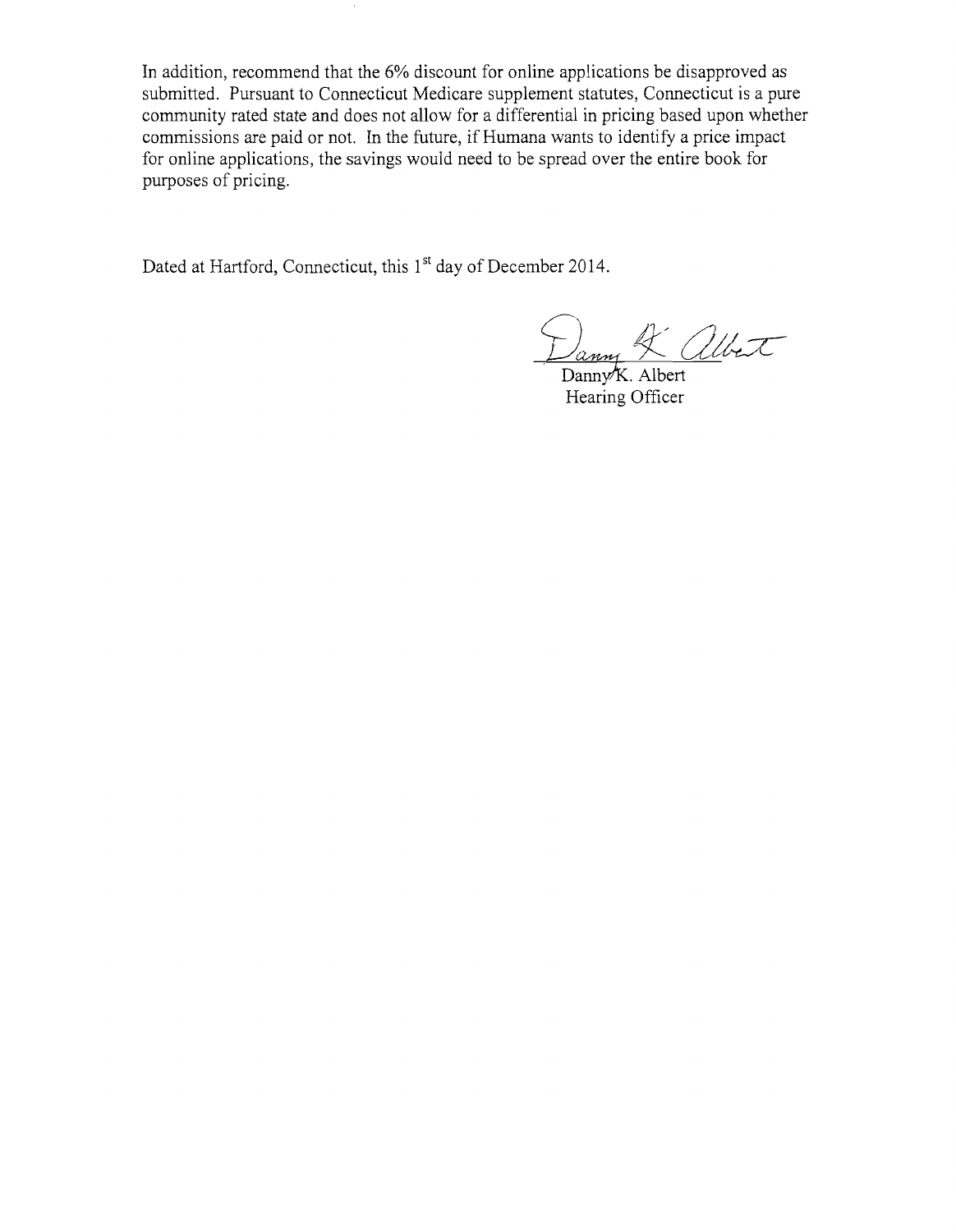In addition, recommend that the 6% discount for online applications be disapproved as submitted. Pursuant to Connecticut Medicare supplement statutes, Connecticut is a pure community rated state and does not allow for a differential in pricing based upon whether commissions are paid or not. In the future, if Humana wants to identify a price impact for online applications, the savings would need to be spread over the entire book for purposes of pricing.

Dated at Hartford, Connecticut, this 1st day of December 2014.

Danny K. Albert
Hearing Officer